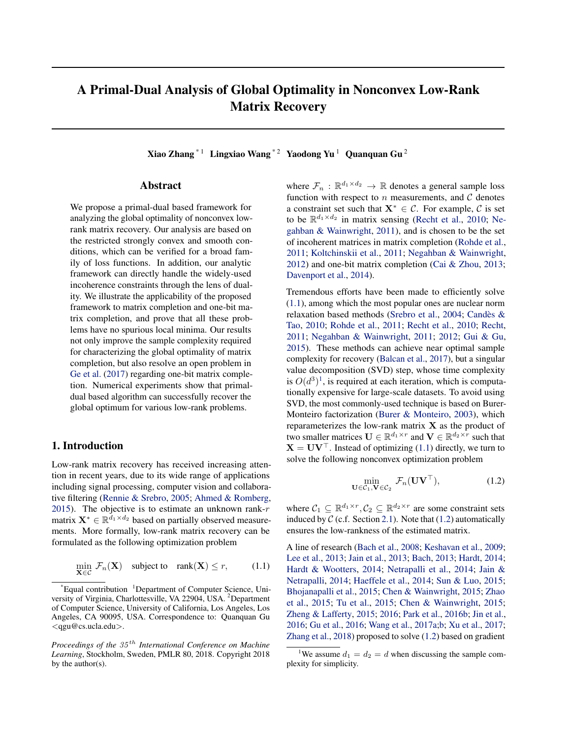# A Primal-Dual Analysis of Global Optimality in Nonconvex Low-Rank Matrix Recovery

**Xiao Zhang** [*1] **Lingxiao Wang** [*2] **Yaodong Yu** [1] **Quanquan Gu** [2]

## Abstract

We propose a primal-dual based framework for analyzing the global optimality of nonconvex low-rank matrix recovery. Our analysis are based on the restricted strongly convex and smooth conditions, which can be verified for a broad family of loss functions. In addition, our analytic framework can directly handle the widely-used incoherence constraints through the lens of duality. We illustrate the applicability of the proposed framework to matrix completion and one-bit matrix completion, and prove that all these problems have no spurious local minima. Our results not only improve the sample complexity required for characterizing the global optimality of matrix completion, but also resolve an open problem in Ge et al. (2017) regarding one-bit matrix completion. Numerical experiments show that primal-dual based algorithm can successfully recover the global optimum for various low-rank problems.

## 1. Introduction

Low-rank matrix recovery has received increasing attention in recent years, due to its wide range of applications including signal processing, computer vision and collaborative filtering (Rennie & Srebro, 2005; Ahmed & Romberg, 2015). The objective is to estimate an unknown rank-$r$ matrix $\mathbf{X}^* \in \mathbb{R}^{d_1 \times d_2}$ based on partially observed measurements. More formally, low-rank matrix recovery can be formulated as the following optimization problem

$$\min_{\mathbf{X} \in \mathcal{C}} \mathcal{F}_n(\mathbf{X}) \quad \text{subject to} \quad \text{rank}(\mathbf{X}) \leq r, \tag{1.1}$$

where $\mathcal{F}_n : \mathbb{R}^{d_1 \times d_2} \to \mathbb{R}$ denotes a general sample loss function with respect to $n$ measurements, and $\mathcal{C}$ denotes a constraint set such that $\mathbf{X}^* \in \mathcal{C}$. For example, $\mathcal{C}$ is set to be $\mathbb{R}^{d_1 \times d_2}$ in matrix sensing (Recht et al., 2010; Negahban & Wainwright, 2011), and is chosen to be the set of incoherent matrices in matrix completion (Rohde et al., 2011; Koltchinskii et al., 2011; Negahban & Wainwright, 2012) and one-bit matrix completion (Cai & Zhou, 2013; Davenport et al., 2014).

Tremendous efforts have been made to efficiently solve (1.1), among which the most popular ones are nuclear norm relaxation based methods (Srebro et al., 2004; Candès & Tao, 2010; Rohde et al., 2011; Recht et al., 2010; Recht, 2011; Negahban & Wainwright, 2011; 2012; Gui & Gu, 2015). These methods can achieve near optimal sample complexity for recovery (Balcan et al., 2017), but a singular value decomposition (SVD) step, whose time complexity is $O(d^3)$[1], is required at each iteration, which is computationally expensive for large-scale datasets. To avoid using SVD, the most commonly-used technique is based on Burer-Monteiro factorization (Burer & Monteiro, 2003), which reparameterizes the low-rank matrix $\mathbf{X}$ as the product of two smaller matrices $\mathbf{U} \in \mathbb{R}^{d_1 \times r}$ and $\mathbf{V} \in \mathbb{R}^{d_2 \times r}$ such that $\mathbf{X} = \mathbf{U}\mathbf{V}^\top$. Instead of optimizing (1.1) directly, we turn to solve the following nonconvex optimization problem

$$\min_{\mathbf{U} \in \mathcal{C}_1, \mathbf{V} \in \mathcal{C}_2} \mathcal{F}_n(\mathbf{U}\mathbf{V}^\top), \tag{1.2}$$

where $\mathcal{C}_1 \subseteq \mathbb{R}^{d_1 \times r}, \mathcal{C}_2 \subseteq \mathbb{R}^{d_2 \times r}$ are some constraint sets induced by $\mathcal{C}$ (c.f. Section 2.1). Note that (1.2) automatically ensures the low-rankness of the estimated matrix.

A line of research (Bach et al., 2008; Keshavan et al., 2009; Lee et al., 2013; Jain et al., 2013; Bach, 2013; Hardt, 2014; Hardt & Wootters, 2014; Netrapalli et al., 2014; Jain & Netrapalli, 2014; Haeffele et al., 2014; Sun & Luo, 2015; Bhojanapalli et al., 2015; Chen & Wainwright, 2015; Zhao et al., 2015; Tu et al., 2015; Chen & Wainwright, 2015; Zheng & Lafferty, 2015; 2016; Park et al., 2016b; Jin et al., 2016; Gu et al., 2016; Wang et al., 2017a;b; Xu et al., 2017; Zhang et al., 2018) proposed to solve (1.2) based on gradient

---

[*]Equal contribution [1]Department of Computer Science, University of Virginia, Charlottesville, VA 22904, USA. [2]Department of Computer Science, University of California, Los Angeles, Los Angeles, CA 90095, USA. Correspondence to: Quanquan Gu <qgu@cs.ucla.edu>.

*Proceedings of the 35th International Conference on Machine Learning*, Stockholm, Sweden, PMLR 80, 2018. Copyright 2018 by the author(s).

[1]We assume $d_1 = d_2 = d$ when discussing the sample complexity for simplicity.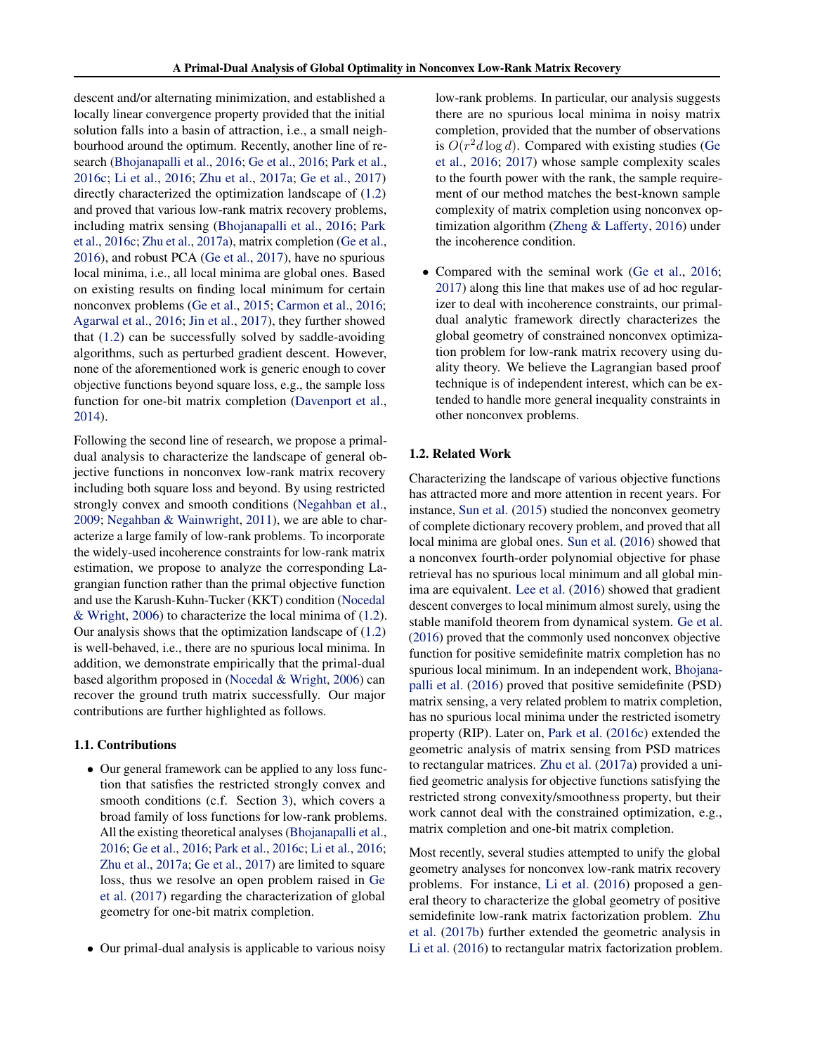descent and/or alternating minimization, and established a locally linear convergence property provided that the initial solution falls into a basin of attraction, i.e., a small neighbourhood around the optimum. Recently, another line of research (Bhojanapalli et al., 2016; Ge et al., 2016; Park et al., 2016c; Li et al., 2016; Zhu et al., 2017a; Ge et al., 2017) directly characterized the optimization landscape of (1.2) and proved that various low-rank matrix recovery problems, including matrix sensing (Bhojanapalli et al., 2016; Park et al., 2016c; Zhu et al., 2017a), matrix completion (Ge et al., 2016), and robust PCA (Ge et al., 2017), have no spurious local minima, i.e., all local minima are global ones. Based on existing results on finding local minimum for certain nonconvex problems (Ge et al., 2015; Carmon et al., 2016; Agarwal et al., 2016; Jin et al., 2017), they further showed that (1.2) can be successfully solved by saddle-avoiding algorithms, such as perturbed gradient descent. However, none of the aforementioned work is generic enough to cover objective functions beyond square loss, e.g., the sample loss function for one-bit matrix completion (Davenport et al., 2014).

Following the second line of research, we propose a primal-dual analysis to characterize the landscape of general objective functions in nonconvex low-rank matrix recovery including both square loss and beyond. By using restricted strongly convex and smooth conditions (Negahban et al., 2009; Negahban & Wainwright, 2011), we are able to characterize a large family of low-rank problems. To incorporate the widely-used incoherence constraints for low-rank matrix estimation, we propose to analyze the corresponding Lagrangian function rather than the primal objective function and use the Karush-Kuhn-Tucker (KKT) condition (Nocedal & Wright, 2006) to characterize the local minima of (1.2). Our analysis shows that the optimization landscape of (1.2) is well-behaved, i.e., there are no spurious local minima. In addition, we demonstrate empirically that the primal-dual based algorithm proposed in (Nocedal & Wright, 2006) can recover the ground truth matrix successfully. Our major contributions are further highlighted as follows.

### 1.1. Contributions

- Our general framework can be applied to any loss function that satisfies the restricted strongly convex and smooth conditions (c.f. Section 3), which covers a broad family of loss functions for low-rank problems. All the existing theoretical analyses (Bhojanapalli et al., 2016; Ge et al., 2016; Park et al., 2016c; Li et al., 2016; Zhu et al., 2017a; Ge et al., 2017) are limited to square loss, thus we resolve an open problem raised in Ge et al. (2017) regarding the characterization of global geometry for one-bit matrix completion.

- Our primal-dual analysis is applicable to various noisy low-rank problems. In particular, our analysis suggests there are no spurious local minima in noisy matrix completion, provided that the number of observations is $O(r^2 d \log d)$. Compared with existing studies (Ge et al., 2016; 2017) whose sample complexity scales to the fourth power with the rank, the sample requirement of our method matches the best-known sample complexity of matrix completion using nonconvex optimization algorithm (Zheng & Lafferty, 2016) under the incoherence condition.

- Compared with the seminal work (Ge et al., 2016; 2017) along this line that makes use of ad hoc regularizer to deal with incoherence constraints, our primal-dual analytic framework directly characterizes the global geometry of constrained nonconvex optimization problem for low-rank matrix recovery using duality theory. We believe the Lagrangian based proof technique is of independent interest, which can be extended to handle more general inequality constraints in other nonconvex problems.

### 1.2. Related Work

Characterizing the landscape of various objective functions has attracted more and more attention in recent years. For instance, Sun et al. (2015) studied the nonconvex geometry of complete dictionary recovery problem, and proved that all local minima are global ones. Sun et al. (2016) showed that a nonconvex fourth-order polynomial objective for phase retrieval has no spurious local minimum and all global minima are equivalent. Lee et al. (2016) showed that gradient descent converges to local minimum almost surely, using the stable manifold theorem from dynamical system. Ge et al. (2016) proved that the commonly used nonconvex objective function for positive semidefinite matrix completion has no spurious local minimum. In an independent work, Bhojanapalli et al. (2016) proved that positive semidefinite (PSD) matrix sensing, a very related problem to matrix completion, has no spurious local minima under the restricted isometry property (RIP). Later on, Park et al. (2016c) extended the geometric analysis of matrix sensing from PSD matrices to rectangular matrices. Zhu et al. (2017a) provided a unified geometric analysis for objective functions satisfying the restricted strong convexity/smoothness property, but their work cannot deal with the constrained optimization, e.g., matrix completion and one-bit matrix completion.

Most recently, several studies attempted to unify the global geometry analyses for nonconvex low-rank matrix recovery problems. For instance, Li et al. (2016) proposed a general theory to characterize the global geometry of positive semidefinite low-rank matrix factorization problem. Zhu et al. (2017b) further extended the geometric analysis in Li et al. (2016) to rectangular matrix factorization problem.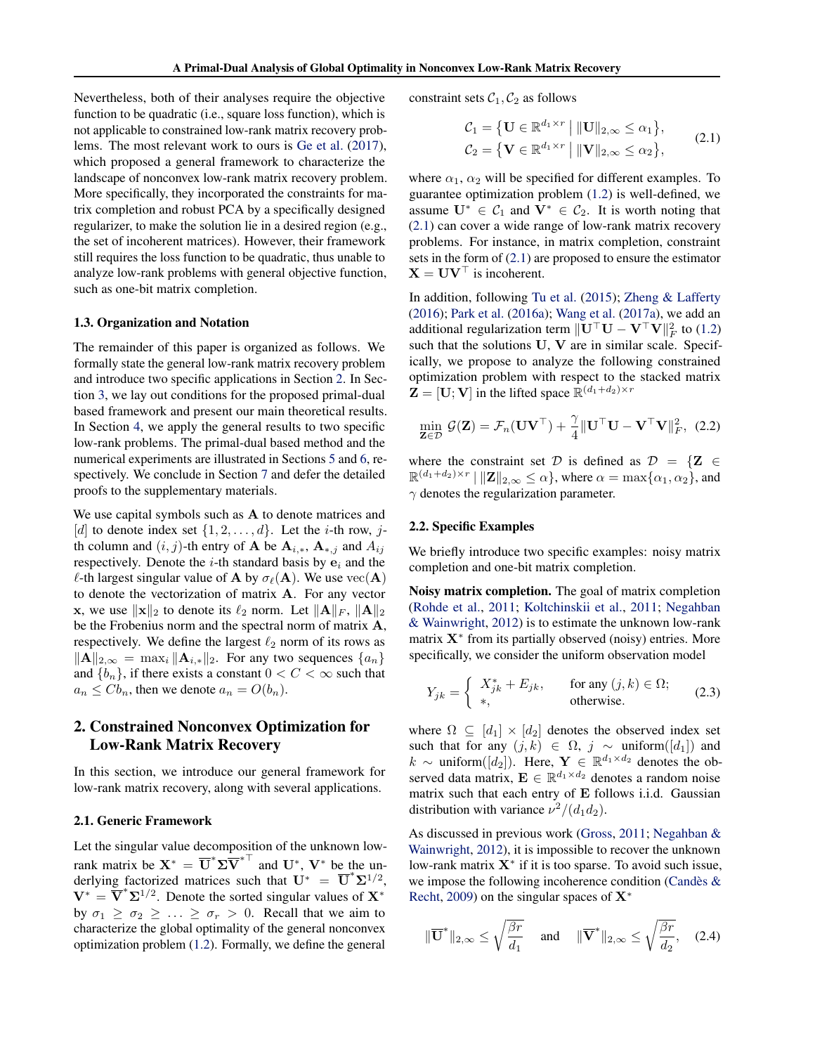Nevertheless, both of their analyses require the objective function to be quadratic (i.e., square loss function), which is not applicable to constrained low-rank matrix recovery problems. The most relevant work to ours is Ge et al. (2017), which proposed a general framework to characterize the landscape of nonconvex low-rank matrix recovery problem. More specifically, they incorporated the constraints for matrix completion and robust PCA by a specifically designed regularizer, to make the solution lie in a desired region (e.g., the set of incoherent matrices). However, their framework still requires the loss function to be quadratic, thus unable to analyze low-rank problems with general objective function, such as one-bit matrix completion.

### 1.3. Organization and Notation

The remainder of this paper is organized as follows. We formally state the general low-rank matrix recovery problem and introduce two specific applications in Section 2. In Section 3, we lay out conditions for the proposed primal-dual based framework and present our main theoretical results. In Section 4, we apply the general results to two specific low-rank problems. The primal-dual based method and the numerical experiments are illustrated in Sections 5 and 6, respectively. We conclude in Section 7 and defer the detailed proofs to the supplementary materials.

We use capital symbols such as $\mathbf{A}$ to denote matrices and $[d]$ to denote index set $\{1, 2, \ldots, d\}$. Let the $i$-th row, $j$-th column and $(i, j)$-th entry of $\mathbf{A}$ be $\mathbf{A}_{i,*}$, $\mathbf{A}_{*,j}$ and $A_{ij}$ respectively. Denote the $i$-th standard basis by $\mathbf{e}_i$ and the $\ell$-th largest singular value of $\mathbf{A}$ by $\sigma_\ell(\mathbf{A})$. We use $\text{vec}(\mathbf{A})$ to denote the vectorization of matrix $\mathbf{A}$. For any vector $\mathbf{x}$, we use $\|\mathbf{x}\|_2$ to denote its $\ell_2$ norm. Let $\|\mathbf{A}\|_F$, $\|\mathbf{A}\|_2$ be the Frobenius norm and the spectral norm of matrix $\mathbf{A}$, respectively. We define the largest $\ell_2$ norm of its rows as $\|\mathbf{A}\|_{2,\infty} = \max_i \|\mathbf{A}_{i,*}\|_2$. For any two sequences $\{a_n\}$ and $\{b_n\}$, if there exists a constant $0 < C < \infty$ such that $a_n \leq C b_n$, then we denote $a_n = O(b_n)$.

## 2. Constrained Nonconvex Optimization for Low-Rank Matrix Recovery

In this section, we introduce our general framework for low-rank matrix recovery, along with several applications.

### 2.1. Generic Framework

Let the singular value decomposition of the unknown low-rank matrix be $\mathbf{X}^* = \overline{\mathbf{U}}^* \boldsymbol{\Sigma} \overline{\mathbf{V}}^{*\top}$ and $\mathbf{U}^*$, $\mathbf{V}^*$ be the underlying factorized matrices such that $\mathbf{U}^* = \overline{\mathbf{U}}^* \boldsymbol{\Sigma}^{1/2}$, $\mathbf{V}^* = \overline{\mathbf{V}}^* \boldsymbol{\Sigma}^{1/2}$. Denote the sorted singular values of $\mathbf{X}^*$ by $\sigma_1 \geq \sigma_2 \geq \ldots \geq \sigma_r > 0$. Recall that we aim to characterize the global optimality of the general nonconvex optimization problem (1.2). Formally, we define the general constraint sets $\mathcal{C}_1, \mathcal{C}_2$ as follows

$$
\begin{aligned}
\mathcal{C}_1 &= \big\{ \mathbf{U} \in \mathbb{R}^{d_1 \times r} \;\big|\; \|\mathbf{U}\|_{2,\infty} \leq \alpha_1 \big\}, \\
\mathcal{C}_2 &= \big\{ \mathbf{V} \in \mathbb{R}^{d_2 \times r} \;\big|\; \|\mathbf{V}\|_{2,\infty} \leq \alpha_2 \big\},
\end{aligned} \tag{2.1}
$$

where $\alpha_1$, $\alpha_2$ will be specified for different examples. To guarantee optimization problem (1.2) is well-defined, we assume $\mathbf{U}^* \in \mathcal{C}_1$ and $\mathbf{V}^* \in \mathcal{C}_2$. It is worth noting that (2.1) can cover a wide range of low-rank matrix recovery problems. For instance, in matrix completion, constraint sets in the form of (2.1) are proposed to ensure the estimator $\mathbf{X} = \mathbf{U}\mathbf{V}^\top$ is incoherent.

In addition, following Tu et al. (2015); Zheng & Lafferty (2016); Park et al. (2016a); Wang et al. (2017a), we add an additional regularization term $\|\mathbf{U}^\top \mathbf{U} - \mathbf{V}^\top \mathbf{V}\|_F^2$ to (1.2) such that the solutions $\mathbf{U}, \mathbf{V}$ are in similar scale. Specifically, we propose to analyze the following constrained optimization problem with respect to the stacked matrix $\mathbf{Z} = [\mathbf{U}; \mathbf{V}]$ in the lifted space $\mathbb{R}^{(d_1+d_2)\times r}$

$$
\min_{\mathbf{Z} \in \mathcal{D}} \; \mathcal{G}(\mathbf{Z}) = \mathcal{F}_n(\mathbf{U}\mathbf{V}^\top) + \frac{\gamma}{4} \|\mathbf{U}^\top \mathbf{U} - \mathbf{V}^\top \mathbf{V}\|_F^2, \tag{2.2}
$$

where the constraint set $\mathcal{D}$ is defined as $\mathcal{D} = \{\mathbf{Z} \in \mathbb{R}^{(d_1+d_2)\times r} \mid \|\mathbf{Z}\|_{2,\infty} \leq \alpha\}$, where $\alpha = \max\{\alpha_1, \alpha_2\}$, and $\gamma$ denotes the regularization parameter.

### 2.2. Specific Examples

We briefly introduce two specific examples: noisy matrix completion and one-bit matrix completion.

**Noisy matrix completion.** The goal of matrix completion (Rohde et al., 2011; Koltchinskii et al., 2011; Negahban & Wainwright, 2012) is to estimate the unknown low-rank matrix $\mathbf{X}^*$ from its partially observed (noisy) entries. More specifically, we consider the uniform observation model

$$
Y_{jk} = \begin{cases} X^*_{jk} + E_{jk}, & \text{for any } (j,k) \in \Omega; \\ *, & \text{otherwise.} \end{cases} \tag{2.3}
$$

where $\Omega \subseteq [d_1] \times [d_2]$ denotes the observed index set such that for any $(j, k) \in \Omega$, $j \sim \text{uniform}([d_1])$ and $k \sim \text{uniform}([d_2])$. Here, $\mathbf{Y} \in \mathbb{R}^{d_1 \times d_2}$ denotes the observed data matrix, $\mathbf{E} \in \mathbb{R}^{d_1 \times d_2}$ denotes a random noise matrix such that each entry of $\mathbf{E}$ follows i.i.d. Gaussian distribution with variance $\nu^2/(d_1 d_2)$.

As discussed in previous work (Gross, 2011; Negahban & Wainwright, 2012), it is impossible to recover the unknown low-rank matrix $\mathbf{X}^*$ if it is too sparse. To avoid such issue, we impose the following incoherence condition (Candès & Recht, 2009) on the singular spaces of $\mathbf{X}^*$

$$
\|\overline{\mathbf{U}}^*\|_{2,\infty} \leq \sqrt{\frac{\beta r}{d_1}} \quad \text{and} \quad \|\overline{\mathbf{V}}^*\|_{2,\infty} \leq \sqrt{\frac{\beta r}{d_2}}, \tag{2.4}
$$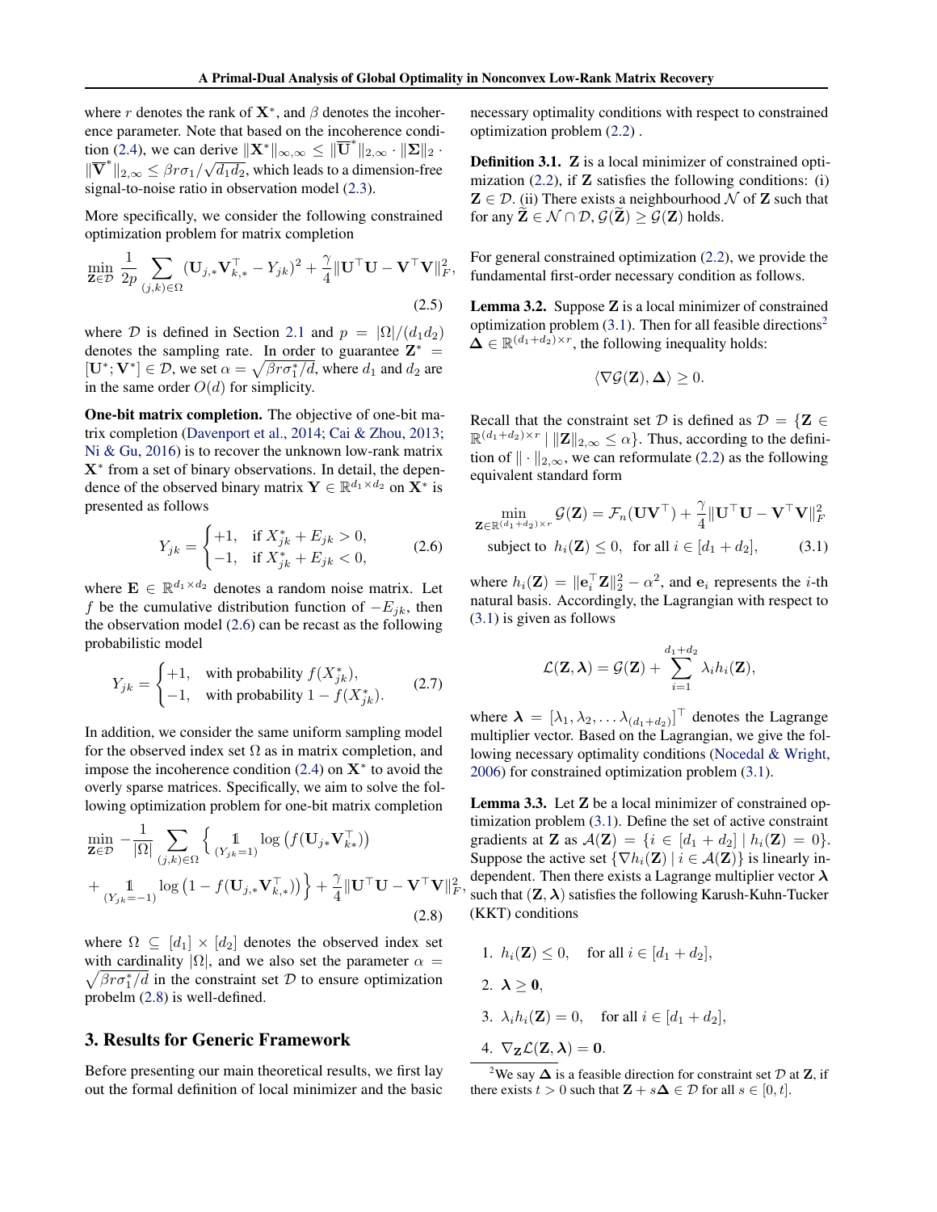where $r$ denotes the rank of $\mathbf{X}^*$, and $\beta$ denotes the incoherence parameter. Note that based on the incoherence condition (2.4), we can derive $\|\mathbf{X}^*\|_{\infty,\infty} \leq \|\overline{\mathbf{U}}^*\|_{2,\infty} \cdot \|\boldsymbol{\Sigma}\|_2 \cdot \|\overline{\mathbf{V}}^*\|_{2,\infty} \leq \beta r \sigma_1/\sqrt{d_1 d_2}$, which leads to a dimension-free signal-to-noise ratio in observation model (2.3).

More specifically, we consider the following constrained optimization problem for matrix completion

$$\min_{\mathbf{Z}\in\mathcal{D}} \frac{1}{2p}\sum_{(j,k)\in\Omega}(\mathbf{U}_{j,*}\mathbf{V}_{k,*}^\top - Y_{jk})^2 + \frac{\gamma}{4}\|\mathbf{U}^\top\mathbf{U} - \mathbf{V}^\top\mathbf{V}\|_F^2, \tag{2.5}$$

where $\mathcal{D}$ is defined in Section 2.1 and $p = |\Omega|/(d_1 d_2)$ denotes the sampling rate. In order to guarantee $\mathbf{Z}^* = [\mathbf{U}^*; \mathbf{V}^*] \in \mathcal{D}$, we set $\alpha = \sqrt{\beta r \sigma_1^*/d}$, where $d_1$ and $d_2$ are in the same order $O(d)$ for simplicity.

**One-bit matrix completion.** The objective of one-bit matrix completion (Davenport et al., 2014; Cai & Zhou, 2013; Ni & Gu, 2016) is to recover the unknown low-rank matrix $\mathbf{X}^*$ from a set of binary observations. In detail, the dependence of the observed binary matrix $\mathbf{Y} \in \mathbb{R}^{d_1\times d_2}$ on $\mathbf{X}^*$ is presented as follows

$$Y_{jk} = \begin{cases} +1, & \text{if } X_{jk}^* + E_{jk} > 0, \\ -1, & \text{if } X_{jk}^* + E_{jk} < 0, \end{cases} \tag{2.6}$$

where $\mathbf{E} \in \mathbb{R}^{d_1\times d_2}$ denotes a random noise matrix. Let $f$ be the cumulative distribution function of $-E_{jk}$, then the observation model (2.6) can be recast as the following probabilistic model

$$Y_{jk} = \begin{cases} +1, & \text{with probability } f(X_{jk}^*), \\ -1, & \text{with probability } 1 - f(X_{jk}^*). \end{cases} \tag{2.7}$$

In addition, we consider the same uniform sampling model for the observed index set $\Omega$ as in matrix completion, and impose the incoherence condition (2.4) on $\mathbf{X}^*$ to avoid the overly sparse matrices. Specifically, we aim to solve the following optimization problem for one-bit matrix completion

$$\begin{aligned}\min_{\mathbf{Z}\in\mathcal{D}} -\frac{1}{|\Omega|}\sum_{(j,k)\in\Omega}\Big\{ &\mathbb{1}_{(Y_{jk}=1)}\log\big(f(\mathbf{U}_{j*}\mathbf{V}_{k*}^\top)\big) \\ &+ \mathbb{1}_{(Y_{jk}=-1)}\log\big(1 - f(\mathbf{U}_{j,*}\mathbf{V}_{k,*}^\top)\big)\Big\} + \frac{\gamma}{4}\|\mathbf{U}^\top\mathbf{U} - \mathbf{V}^\top\mathbf{V}\|_F^2,\end{aligned} \tag{2.8}$$

where $\Omega \subseteq [d_1]\times[d_2]$ denotes the observed index set with cardinality $|\Omega|$, and we also set the parameter $\alpha = \sqrt{\beta r \sigma_1^*/d}$ in the constraint set $\mathcal{D}$ to ensure optimization probelm (2.8) is well-defined.

## 3. Results for Generic Framework

Before presenting our main theoretical results, we first lay out the formal definition of local minimizer and the basic necessary optimality conditions with respect to constrained optimization problem (2.2) .

**Definition 3.1.** $\mathbf{Z}$ is a local minimizer of constrained optimization (2.2), if $\mathbf{Z}$ satisfies the following conditions: (i) $\mathbf{Z} \in \mathcal{D}$. (ii) There exists a neighbourhood $\mathcal{N}$ of $\mathbf{Z}$ such that for any $\widetilde{\mathbf{Z}} \in \mathcal{N} \cap \mathcal{D}$, $\mathcal{G}(\widetilde{\mathbf{Z}}) \geq \mathcal{G}(\mathbf{Z})$ holds.

For general constrained optimization (2.2), we provide the fundamental first-order necessary condition as follows.

**Lemma 3.2.** Suppose $\mathbf{Z}$ is a local minimizer of constrained optimization problem (3.1). Then for all feasible directions[2] $\boldsymbol{\Delta} \in \mathbb{R}^{(d_1+d_2)\times r}$, the following inequality holds:

$$\langle \nabla\mathcal{G}(\mathbf{Z}), \boldsymbol{\Delta}\rangle \geq 0.$$

Recall that the constraint set $\mathcal{D}$ is defined as $\mathcal{D} = \{\mathbf{Z} \in \mathbb{R}^{(d_1+d_2)\times r} \mid \|\mathbf{Z}\|_{2,\infty} \leq \alpha\}$. Thus, according to the definition of $\|\cdot\|_{2,\infty}$, we can reformulate (2.2) as the following equivalent standard form

$$\begin{aligned}\min_{\mathbf{Z}\in\mathbb{R}^{(d_1+d_2)\times r}} \; & \mathcal{G}(\mathbf{Z}) = \mathcal{F}_n(\mathbf{U}\mathbf{V}^\top) + \frac{\gamma}{4}\|\mathbf{U}^\top\mathbf{U} - \mathbf{V}^\top\mathbf{V}\|_F^2 \\ \text{subject to } \; & h_i(\mathbf{Z}) \leq 0, \;\; \text{for all } i \in [d_1+d_2],\end{aligned} \tag{3.1}$$

where $h_i(\mathbf{Z}) = \|\mathbf{e}_i^\top\mathbf{Z}\|_2^2 - \alpha^2$, and $\mathbf{e}_i$ represents the $i$-th natural basis. Accordingly, the Lagrangian with respect to (3.1) is given as follows

$$\mathcal{L}(\mathbf{Z}, \boldsymbol{\lambda}) = \mathcal{G}(\mathbf{Z}) + \sum_{i=1}^{d_1+d_2}\lambda_i h_i(\mathbf{Z}),$$

where $\boldsymbol{\lambda} = [\lambda_1, \lambda_2, \ldots \lambda_{(d_1+d_2)}]^\top$ denotes the Lagrange multiplier vector. Based on the Lagrangian, we give the following necessary optimality conditions (Nocedal & Wright, 2006) for constrained optimization problem (3.1).

**Lemma 3.3.** Let $\mathbf{Z}$ be a local minimizer of constrained optimization problem (3.1). Define the set of active constraint gradients at $\mathbf{Z}$ as $\mathcal{A}(\mathbf{Z}) = \{i \in [d_1+d_2] \mid h_i(\mathbf{Z}) = 0\}$. Suppose the active set $\{\nabla h_i(\mathbf{Z}) \mid i \in \mathcal{A}(\mathbf{Z})\}$ is linearly independent. Then there exists a Lagrange multiplier vector $\boldsymbol{\lambda}$ such that $(\mathbf{Z}, \boldsymbol{\lambda})$ satisfies the following Karush-Kuhn-Tucker (KKT) conditions

1. $h_i(\mathbf{Z}) \leq 0, \quad$ for all $i \in [d_1+d_2]$,
2. $\boldsymbol{\lambda} \geq \mathbf{0}$,
3. $\lambda_i h_i(\mathbf{Z}) = 0, \quad$ for all $i \in [d_1+d_2]$,
4. $\nabla_{\mathbf{Z}}\mathcal{L}(\mathbf{Z}, \boldsymbol{\lambda}) = \mathbf{0}$.

[2] We say $\boldsymbol{\Delta}$ is a feasible direction for constraint set $\mathcal{D}$ at $\mathbf{Z}$, if there exists $t > 0$ such that $\mathbf{Z} + s\boldsymbol{\Delta} \in \mathcal{D}$ for all $s \in [0, t]$.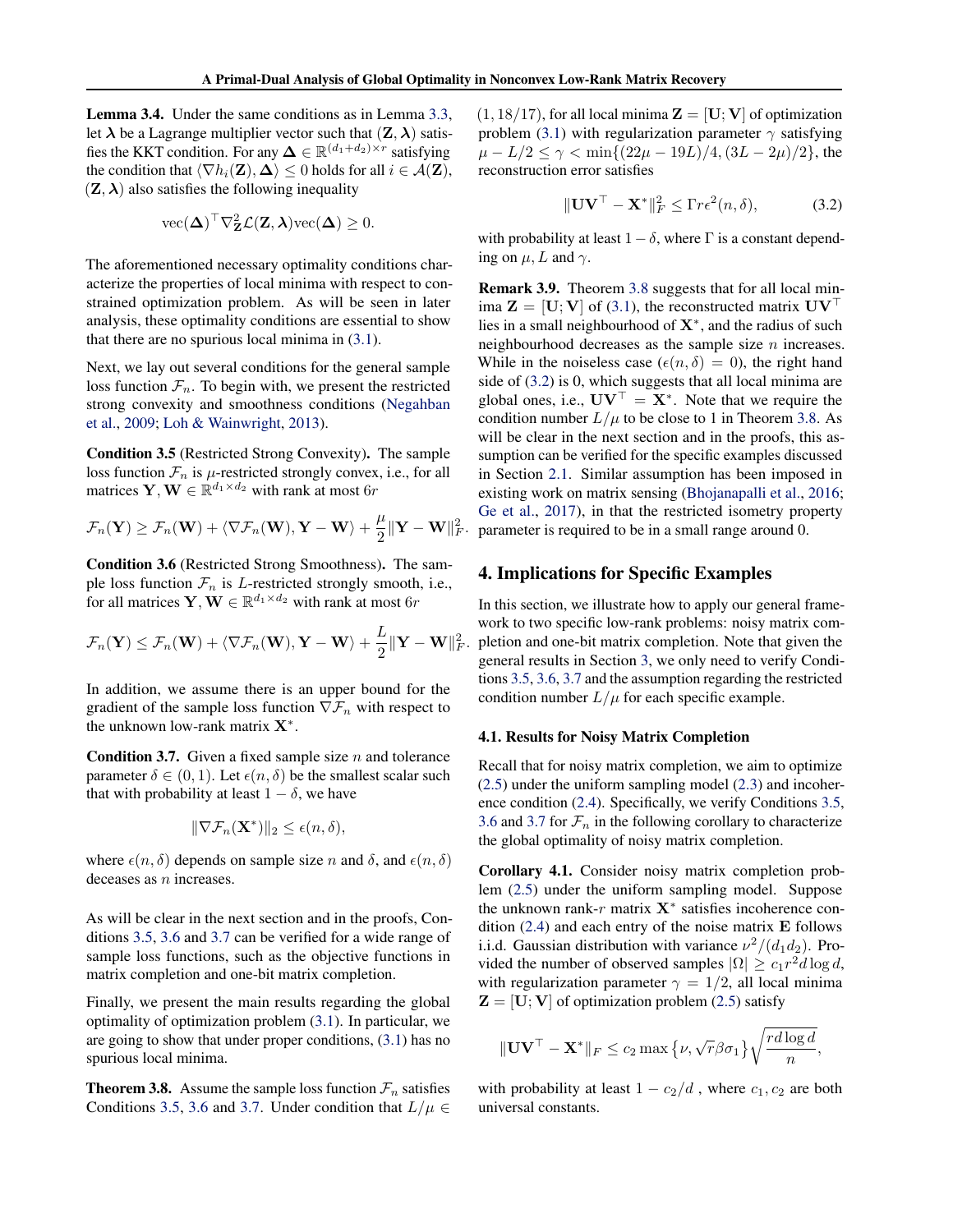**Lemma 3.4.** Under the same conditions as in Lemma 3.3, let $\boldsymbol{\lambda}$ be a Lagrange multiplier vector such that $(\mathbf{Z}, \boldsymbol{\lambda})$ satisfies the KKT condition. For any $\boldsymbol{\Delta} \in \mathbb{R}^{(d_1+d_2)\times r}$ satisfying the condition that $\langle \nabla h_i(\mathbf{Z}), \boldsymbol{\Delta}\rangle \leq 0$ holds for all $i \in \mathcal{A}(\mathbf{Z})$, $(\mathbf{Z}, \boldsymbol{\lambda})$ also satisfies the following inequality

$$\text{vec}(\boldsymbol{\Delta})^\top \nabla^2_{\mathbf{Z}} \mathcal{L}(\mathbf{Z}, \boldsymbol{\lambda}) \text{vec}(\boldsymbol{\Delta}) \geq 0.$$

The aforementioned necessary optimality conditions characterize the properties of local minima with respect to constrained optimization problem. As will be seen in later analysis, these optimality conditions are essential to show that there are no spurious local minima in (3.1).

Next, we lay out several conditions for the general sample loss function $\mathcal{F}_n$. To begin with, we present the restricted strong convexity and smoothness conditions (Negahban et al., 2009; Loh & Wainwright, 2013).

**Condition 3.5** (Restricted Strong Convexity)**.** The sample loss function $\mathcal{F}_n$ is $\mu$-restricted strongly convex, i.e., for all matrices $\mathbf{Y}, \mathbf{W} \in \mathbb{R}^{d_1 \times d_2}$ with rank at most $6r$

$$\mathcal{F}_n(\mathbf{Y}) \geq \mathcal{F}_n(\mathbf{W}) + \langle \nabla \mathcal{F}_n(\mathbf{W}), \mathbf{Y} - \mathbf{W}\rangle + \frac{\mu}{2}\|\mathbf{Y} - \mathbf{W}\|_F^2.$$

**Condition 3.6** (Restricted Strong Smoothness)**.** The sample loss function $\mathcal{F}_n$ is $L$-restricted strongly smooth, i.e., for all matrices $\mathbf{Y}, \mathbf{W} \in \mathbb{R}^{d_1 \times d_2}$ with rank at most $6r$

$$\mathcal{F}_n(\mathbf{Y}) \leq \mathcal{F}_n(\mathbf{W}) + \langle \nabla \mathcal{F}_n(\mathbf{W}), \mathbf{Y} - \mathbf{W}\rangle + \frac{L}{2}\|\mathbf{Y} - \mathbf{W}\|_F^2.$$

In addition, we assume there is an upper bound for the gradient of the sample loss function $\nabla \mathcal{F}_n$ with respect to the unknown low-rank matrix $\mathbf{X}^*$.

**Condition 3.7.** Given a fixed sample size $n$ and tolerance parameter $\delta \in (0, 1)$. Let $\epsilon(n, \delta)$ be the smallest scalar such that with probability at least $1 - \delta$, we have

$$\|\nabla \mathcal{F}_n(\mathbf{X}^*)\|_2 \leq \epsilon(n, \delta),$$

where $\epsilon(n, \delta)$ depends on sample size $n$ and $\delta$, and $\epsilon(n, \delta)$ deceases as $n$ increases.

As will be clear in the next section and in the proofs, Conditions 3.5, 3.6 and 3.7 can be verified for a wide range of sample loss functions, such as the objective functions in matrix completion and one-bit matrix completion.

Finally, we present the main results regarding the global optimality of optimization problem (3.1). In particular, we are going to show that under proper conditions, (3.1) has no spurious local minima.

**Theorem 3.8.** Assume the sample loss function $\mathcal{F}_n$ satisfies Conditions 3.5, 3.6 and 3.7. Under condition that $L/\mu \in (1, 18/17)$, for all local minima $\mathbf{Z} = [\mathbf{U}; \mathbf{V}]$ of optimization problem (3.1) with regularization parameter $\gamma$ satisfying $\mu - L/2 \leq \gamma < \min\{(22\mu - 19L)/4, (3L - 2\mu)/2\}$, the reconstruction error satisfies

$$\|\mathbf{U}\mathbf{V}^\top - \mathbf{X}^*\|_F^2 \leq \Gamma r \epsilon^2(n, \delta), \tag{3.2}$$

with probability at least $1 - \delta$, where $\Gamma$ is a constant depending on $\mu$, $L$ and $\gamma$.

**Remark 3.9.** Theorem 3.8 suggests that for all local minima $\mathbf{Z} = [\mathbf{U}; \mathbf{V}]$ of (3.1), the reconstructed matrix $\mathbf{U}\mathbf{V}^\top$ lies in a small neighbourhood of $\mathbf{X}^*$, and the radius of such neighbourhood decreases as the sample size $n$ increases. While in the noiseless case ($\epsilon(n, \delta) = 0$), the right hand side of (3.2) is 0, which suggests that all local minima are global ones, i.e., $\mathbf{U}\mathbf{V}^\top = \mathbf{X}^*$. Note that we require the condition number $L/\mu$ to be close to 1 in Theorem 3.8. As will be clear in the next section and in the proofs, this assumption can be verified for the specific examples discussed in Section 2.1. Similar assumption has been imposed in existing work on matrix sensing (Bhojanapalli et al., 2016; Ge et al., 2017), in that the restricted isometry property parameter is required to be in a small range around 0.

## 4. Implications for Specific Examples

In this section, we illustrate how to apply our general framework to two specific low-rank problems: noisy matrix completion and one-bit matrix completion. Note that given the general results in Section 3, we only need to verify Conditions 3.5, 3.6, 3.7 and the assumption regarding the restricted condition number $L/\mu$ for each specific example.

### 4.1. Results for Noisy Matrix Completion

Recall that for noisy matrix completion, we aim to optimize (2.5) under the uniform sampling model (2.3) and incoherence condition (2.4). Specifically, we verify Conditions 3.5, 3.6 and 3.7 for $\mathcal{F}_n$ in the following corollary to characterize the global optimality of noisy matrix completion.

**Corollary 4.1.** Consider noisy matrix completion problem (2.5) under the uniform sampling model. Suppose the unknown rank-$r$ matrix $\mathbf{X}^*$ satisfies incoherence condition (2.4) and each entry of the noise matrix $\mathbf{E}$ follows i.i.d. Gaussian distribution with variance $\nu^2/(d_1 d_2)$. Provided the number of observed samples $|\Omega| \geq c_1 r^2 d \log d$, with regularization parameter $\gamma = 1/2$, all local minima $\mathbf{Z} = [\mathbf{U}; \mathbf{V}]$ of optimization problem (2.5) satisfy

$$\|\mathbf{U}\mathbf{V}^\top - \mathbf{X}^*\|_F \leq c_2 \max\left\{\nu, \sqrt{r}\beta\sigma_1\right\}\sqrt{\frac{rd\log d}{n}},$$

with probability at least $1 - c_2/d$ , where $c_1, c_2$ are both universal constants.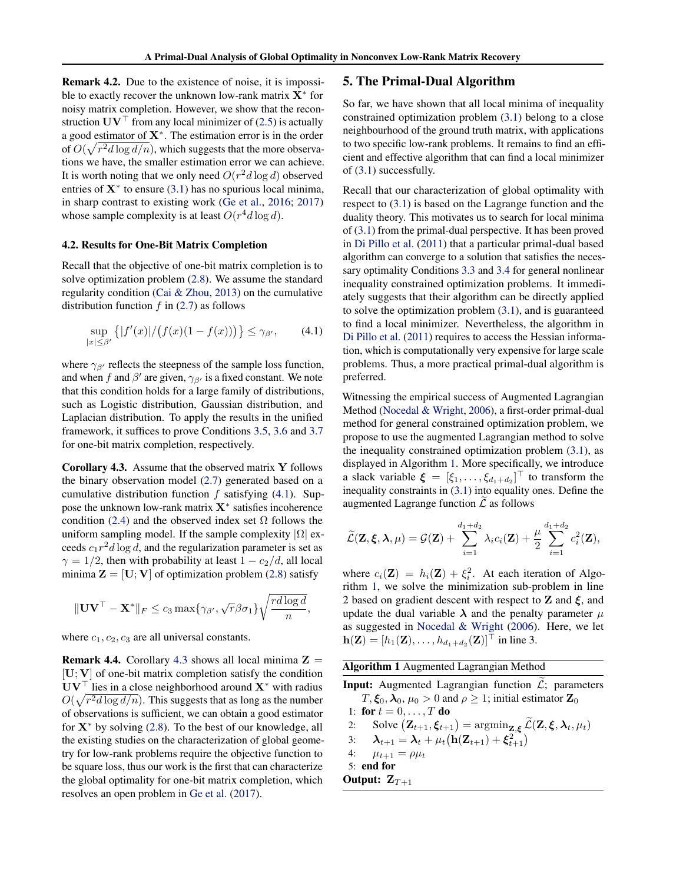**Remark 4.2.** Due to the existence of noise, it is impossible to exactly recover the unknown low-rank matrix $\mathbf{X}^*$ for noisy matrix completion. However, we show that the reconstruction $\mathbf{U}\mathbf{V}^\top$ from any local minimizer of (2.5) is actually a good estimator of $\mathbf{X}^*$. The estimation error is in the order of $O(\sqrt{r^2 d \log d / n})$, which suggests that the more observations we have, the smaller estimation error we can achieve. It is worth noting that we only need $O(r^2 d \log d)$ observed entries of $\mathbf{X}^*$ to ensure (3.1) has no spurious local minima, in sharp contrast to existing work (Ge et al., 2016; 2017) whose sample complexity is at least $O(r^4 d \log d)$.

### 4.2. Results for One-Bit Matrix Completion

Recall that the objective of one-bit matrix completion is to solve optimization problem (2.8). We assume the standard regularity condition (Cai & Zhou, 2013) on the cumulative distribution function $f$ in (2.7) as follows

$$\sup_{|x| \le \beta'} \big\{ |f'(x)| / \big(f(x)(1 - f(x))\big) \big\} \le \gamma_{\beta'}, \tag{4.1}$$

where $\gamma_{\beta'}$ reflects the steepness of the sample loss function, and when $f$ and $\beta'$ are given, $\gamma_{\beta'}$ is a fixed constant. We note that this condition holds for a large family of distributions, such as Logistic distribution, Gaussian distribution, and Laplacian distribution. To apply the results in the unified framework, it suffices to prove Conditions 3.5, 3.6 and 3.7 for one-bit matrix completion, respectively.

**Corollary 4.3.** Assume that the observed matrix $\mathbf{Y}$ follows the binary observation model (2.7) generated based on a cumulative distribution function $f$ satisfying (4.1). Suppose the unknown low-rank matrix $\mathbf{X}^*$ satisfies incoherence condition (2.4) and the observed index set $\Omega$ follows the uniform sampling model. If the sample complexity $|\Omega|$ exceeds $c_1 r^2 d \log d$, and the regularization parameter is set as $\gamma = 1/2$, then with probability at least $1 - c_2/d$, all local minima $\mathbf{Z} = [\mathbf{U}; \mathbf{V}]$ of optimization problem (2.8) satisfy

$$\|\mathbf{U}\mathbf{V}^\top - \mathbf{X}^*\|_F \le c_3 \max\{\gamma_{\beta'}, \sqrt{r}\beta\sigma_1\} \sqrt{\frac{r d \log d}{n}},$$

where $c_1, c_2, c_3$ are all universal constants.

**Remark 4.4.** Corollary 4.3 shows all local minima $\mathbf{Z} = [\mathbf{U}; \mathbf{V}]$ of one-bit matrix completion satisfy the condition $\mathbf{U}\mathbf{V}^\top$ lies in a close neighborhood around $\mathbf{X}^*$ with radius $O(\sqrt{r^2 d \log d / n})$. This suggests that as long as the number of observations is sufficient, we can obtain a good estimator for $\mathbf{X}^*$ by solving (2.8). To the best of our knowledge, all the existing studies on the characterization of global geometry for low-rank problems require the objective function to be square loss, thus our work is the first that can characterize the global optimality for one-bit matrix completion, which resolves an open problem in Ge et al. (2017).

## 5. The Primal-Dual Algorithm

So far, we have shown that all local minima of inequality constrained optimization problem (3.1) belong to a close neighbourhood of the ground truth matrix, with applications to two specific low-rank problems. It remains to find an efficient and effective algorithm that can find a local minimizer of (3.1) successfully.

Recall that our characterization of global optimality with respect to (3.1) is based on the Lagrange function and the duality theory. This motivates us to search for local minima of (3.1) from the primal-dual perspective. It has been proved in Di Pillo et al. (2011) that a particular primal-dual based algorithm can converge to a solution that satisfies the necessary optimality Conditions 3.3 and 3.4 for general nonlinear inequality constrained optimization problems. It immediately suggests that their algorithm can be directly applied to solve the optimization problem (3.1), and is guaranteed to find a local minimizer. Nevertheless, the algorithm in Di Pillo et al. (2011) requires to access the Hessian information, which is computationally very expensive for large scale problems. Thus, a more practical primal-dual algorithm is preferred.

Witnessing the empirical success of Augmented Lagrangian Method (Nocedal & Wright, 2006), a first-order primal-dual method for general constrained optimization problem, we propose to use the augmented Lagrangian method to solve the inequality constrained optimization problem (3.1), as displayed in Algorithm 1. More specifically, we introduce a slack variable $\boldsymbol{\xi} = [\xi_1, \ldots, \xi_{d_1+d_2}]^\top$ to transform the inequality constraints in (3.1) into equality ones. Define the augmented Lagrange function $\widetilde{\mathcal{L}}$ as follows

$$\widetilde{\mathcal{L}}(\mathbf{Z}, \boldsymbol{\xi}, \boldsymbol{\lambda}, \mu) = \mathcal{G}(\mathbf{Z}) + \sum_{i=1}^{d_1+d_2} \lambda_i c_i(\mathbf{Z}) + \frac{\mu}{2} \sum_{i=1}^{d_1+d_2} c_i^2(\mathbf{Z}),$$

where $c_i(\mathbf{Z}) = h_i(\mathbf{Z}) + \xi_i^2$. At each iteration of Algorithm 1, we solve the minimization sub-problem in line 2 based on gradient descent with respect to $\mathbf{Z}$ and $\boldsymbol{\xi}$, and update the dual variable $\boldsymbol{\lambda}$ and the penalty parameter $\mu$ as suggested in Nocedal & Wright (2006). Here, we let $\mathbf{h}(\mathbf{Z}) = [h_1(\mathbf{Z}), \ldots, h_{d_1+d_2}(\mathbf{Z})]^\top$ in line 3.

**Algorithm 1** Augmented Lagrangian Method

**Input:** Augmented Lagrangian function $\widetilde{\mathcal{L}}$; parameters $T, \boldsymbol{\xi}_0, \boldsymbol{\lambda}_0, \mu_0 > 0$ and $\rho \ge 1$; initial estimator $\mathbf{Z}_0$

1: **for** $t = 0, \ldots, T$ **do**
2: Solve $(\mathbf{Z}_{t+1}, \boldsymbol{\xi}_{t+1}) = \mathrm{argmin}_{\mathbf{Z}, \boldsymbol{\xi}} \widetilde{\mathcal{L}}(\mathbf{Z}, \boldsymbol{\xi}, \boldsymbol{\lambda}_t, \mu_t)$
3: $\boldsymbol{\lambda}_{t+1} = \boldsymbol{\lambda}_t + \mu_t \big(\mathbf{h}(\mathbf{Z}_{t+1}) + \boldsymbol{\xi}_{t+1}^2\big)$
4: $\mu_{t+1} = \rho \mu_t$
5: **end for**

**Output:** $\mathbf{Z}_{T+1}$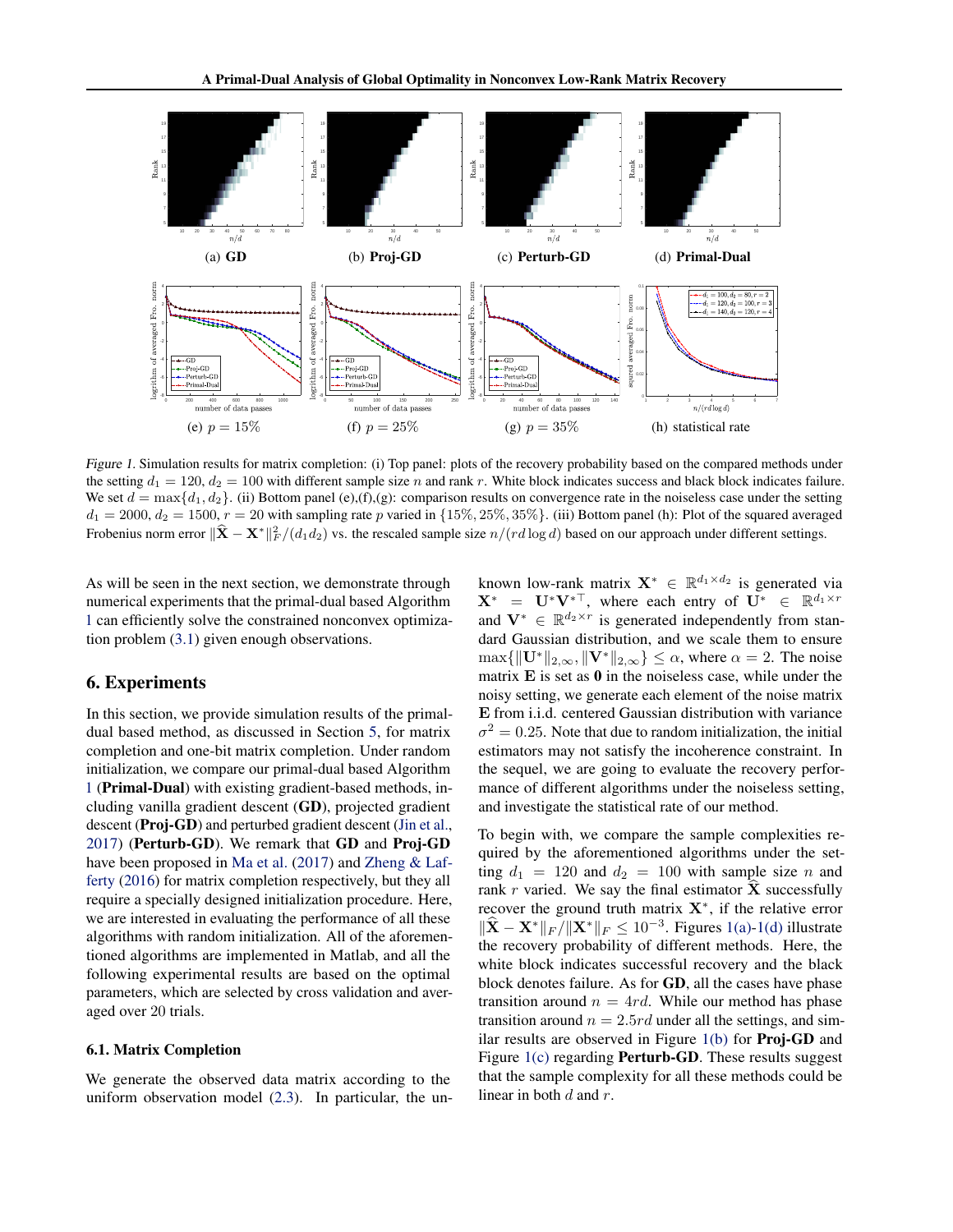(a) **GD** (b) **Proj-GD** (c) **Perturb-GD** (d) **Primal-Dual**

(e) $p = 15\%$ (f) $p = 25\%$ (g) $p = 35\%$ (h) statistical rate

*Figure 1.* Simulation results for matrix completion: (i) Top panel: plots of the recovery probability based on the compared methods under the setting $d_1 = 120$, $d_2 = 100$ with different sample size $n$ and rank $r$. White block indicates success and black block indicates failure. We set $d = \max\{d_1, d_2\}$. (ii) Bottom panel (e),(f),(g): comparison results on convergence rate in the noiseless case under the setting $d_1 = 2000$, $d_2 = 1500$, $r = 20$ with sampling rate $p$ varied in $\{15\%, 25\%, 35\%\}$. (iii) Bottom panel (h): Plot of the squared averaged Frobenius norm error $\|\widehat{\mathbf{X}} - \mathbf{X}^*\|_F^2/(d_1 d_2)$ vs. the rescaled sample size $n/(rd\log d)$ based on our approach under different settings.

As will be seen in the next section, we demonstrate through numerical experiments that the primal-dual based Algorithm 1 can efficiently solve the constrained nonconvex optimization problem (3.1) given enough observations.

## 6. Experiments

In this section, we provide simulation results of the primal-dual based method, as discussed in Section 5, for matrix completion and one-bit matrix completion. Under random initialization, we compare our primal-dual based Algorithm 1 (**Primal-Dual**) with existing gradient-based methods, including vanilla gradient descent (**GD**), projected gradient descent (**Proj-GD**) and perturbed gradient descent (Jin et al., 2017) (**Perturb-GD**). We remark that **GD** and **Proj-GD** have been proposed in Ma et al. (2017) and Zheng & Lafferty (2016) for matrix completion respectively, but they all require a specially designed initialization procedure. Here, we are interested in evaluating the performance of all these algorithms with random initialization. All of the aforementioned algorithms are implemented in Matlab, and all the following experimental results are based on the optimal parameters, which are selected by cross validation and averaged over 20 trials.

### 6.1. Matrix Completion

We generate the observed data matrix according to the uniform observation model (2.3). In particular, the unknown low-rank matrix $\mathbf{X}^* \in \mathbb{R}^{d_1 \times d_2}$ is generated via $\mathbf{X}^* = \mathbf{U}^*\mathbf{V}^{*\top}$, where each entry of $\mathbf{U}^* \in \mathbb{R}^{d_1 \times r}$ and $\mathbf{V}^* \in \mathbb{R}^{d_2 \times r}$ is generated independently from standard Gaussian distribution, and we scale them to ensure $\max\{\|\mathbf{U}^*\|_{2,\infty}, \|\mathbf{V}^*\|_{2,\infty}\} \leq \alpha$, where $\alpha = 2$. The noise matrix $\mathbf{E}$ is set as $\mathbf{0}$ in the noiseless case, while under the noisy setting, we generate each element of the noise matrix $\mathbf{E}$ from i.i.d. centered Gaussian distribution with variance $\sigma^2 = 0.25$. Note that due to random initialization, the initial estimators may not satisfy the incoherence constraint. In the sequel, we are going to evaluate the recovery performance of different algorithms under the noiseless setting, and investigate the statistical rate of our method.

To begin with, we compare the sample complexities required by the aforementioned algorithms under the setting $d_1 = 120$ and $d_2 = 100$ with sample size $n$ and rank $r$ varied. We say the final estimator $\widehat{\mathbf{X}}$ successfully recover the ground truth matrix $\mathbf{X}^*$, if the relative error $\|\widehat{\mathbf{X}} - \mathbf{X}^*\|_F/\|\mathbf{X}^*\|_F \leq 10^{-3}$. Figures 1(a)-1(d) illustrate the recovery probability of different methods. Here, the white block indicates successful recovery and the black block denotes failure. As for **GD**, all the cases have phase transition around $n = 4rd$. While our method has phase transition around $n = 2.5rd$ under all the settings, and similar results are observed in Figure 1(b) for **Proj-GD** and Figure 1(c) regarding **Perturb-GD**. These results suggest that the sample complexity for all these methods could be linear in both $d$ and $r$.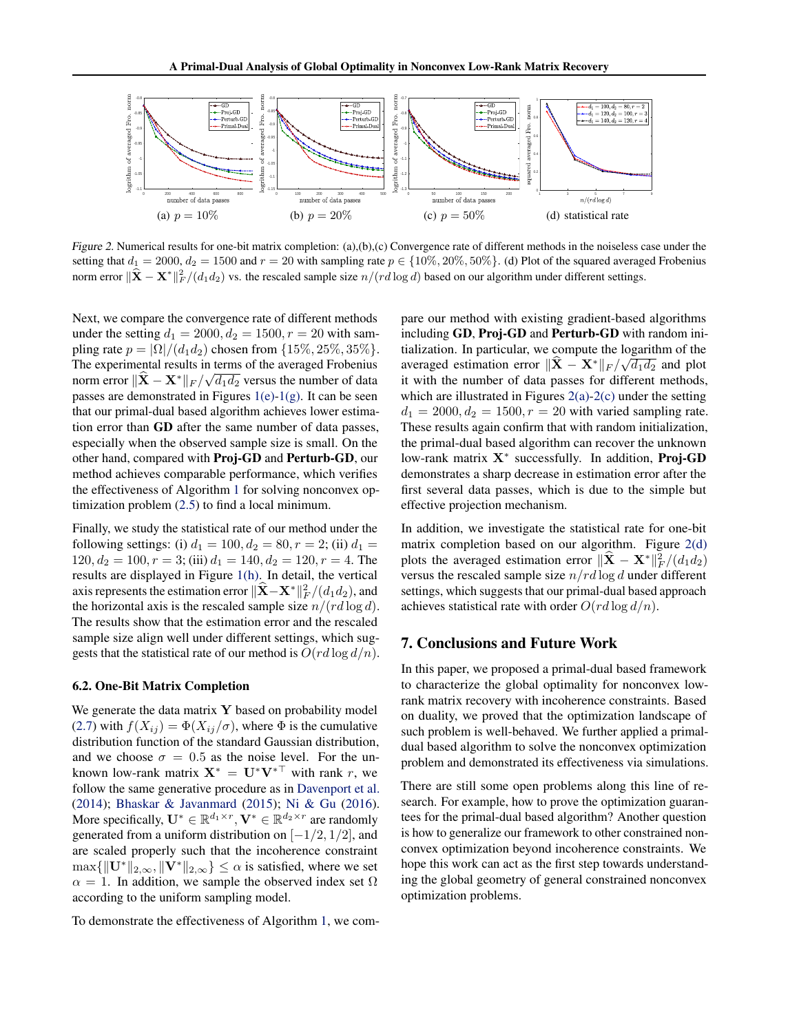Figure 2. Numerical results for one-bit matrix completion: (a),(b),(c) Convergence rate of different methods in the noiseless case under the setting that $d_1 = 2000$, $d_2 = 1500$ and $r = 20$ with sampling rate $p \in \{10\%, 20\%, 50\%\}$. (d) Plot of the squared averaged Frobenius norm error $\|\widehat{\mathbf{X}} - \mathbf{X}^*\|_F^2/(d_1 d_2)$ vs. the rescaled sample size $n/(rd\log d)$ based on our algorithm under different settings.

Next, we compare the convergence rate of different methods under the setting $d_1 = 2000, d_2 = 1500, r = 20$ with sampling rate $p = |\Omega|/(d_1 d_2)$ chosen from $\{15\%, 25\%, 35\%\}$. The experimental results in terms of the averaged Frobenius norm error $\|\widehat{\mathbf{X}} - \mathbf{X}^*\|_F/\sqrt{d_1 d_2}$ versus the number of data passes are demonstrated in Figures 1(e)-1(g). It can be seen that our primal-dual based algorithm achieves lower estimation error than **GD** after the same number of data passes, especially when the observed sample size is small. On the other hand, compared with **Proj-GD** and **Perturb-GD**, our method achieves comparable performance, which verifies the effectiveness of Algorithm 1 for solving nonconvex optimization problem (2.5) to find a local minimum.

Finally, we study the statistical rate of our method under the following settings: (i) $d_1 = 100, d_2 = 80, r = 2$; (ii) $d_1 = 120, d_2 = 100, r = 3$; (iii) $d_1 = 140, d_2 = 120, r = 4$. The results are displayed in Figure 1(h). In detail, the vertical axis represents the estimation error $\|\widehat{\mathbf{X}} - \mathbf{X}^*\|_F^2/(d_1 d_2)$, and the horizontal axis is the rescaled sample size $n/(rd\log d)$. The results show that the estimation error and the rescaled sample size align well under different settings, which suggests that the statistical rate of our method is $O(rd\log d/n)$.

### 6.2. One-Bit Matrix Completion

We generate the data matrix $\mathbf{Y}$ based on probability model (2.7) with $f(X_{ij}) = \Phi(X_{ij}/\sigma)$, where $\Phi$ is the cumulative distribution function of the standard Gaussian distribution, and we choose $\sigma = 0.5$ as the noise level. For the unknown low-rank matrix $\mathbf{X}^* = \mathbf{U}^*\mathbf{V}^{*\top}$ with rank $r$, we follow the same generative procedure as in Davenport et al. (2014); Bhaskar & Javanmard (2015); Ni & Gu (2016). More specifically, $\mathbf{U}^* \in \mathbb{R}^{d_1 \times r}, \mathbf{V}^* \in \mathbb{R}^{d_2 \times r}$ are randomly generated from a uniform distribution on $[-1/2, 1/2]$, and are scaled properly such that the incoherence constraint $\max\{\|\mathbf{U}^*\|_{2,\infty}, \|\mathbf{V}^*\|_{2,\infty}\} \le \alpha$ is satisfied, where we set $\alpha = 1$. In addition, we sample the observed index set $\Omega$ according to the uniform sampling model.

To demonstrate the effectiveness of Algorithm 1, we compare our method with existing gradient-based algorithms including **GD**, **Proj-GD** and **Perturb-GD** with random initialization. In particular, we compute the logarithm of the averaged estimation error $\|\widehat{\mathbf{X}} - \mathbf{X}^*\|_F/\sqrt{d_1 d_2}$ and plot it with the number of data passes for different methods, which are illustrated in Figures 2(a)-2(c) under the setting $d_1 = 2000, d_2 = 1500, r = 20$ with varied sampling rate. These results again confirm that with random initialization, the primal-dual based algorithm can recover the unknown low-rank matrix $\mathbf{X}^*$ successfully. In addition, **Proj-GD** demonstrates a sharp decrease in estimation error after the first several data passes, which is due to the simple but effective projection mechanism.

In addition, we investigate the statistical rate for one-bit matrix completion based on our algorithm. Figure 2(d) plots the averaged estimation error $\|\widehat{\mathbf{X}} - \mathbf{X}^*\|_F^2/(d_1 d_2)$ versus the rescaled sample size $n/rd\log d$ under different settings, which suggests that our primal-dual based approach achieves statistical rate with order $O(rd\log d/n)$.

## 7. Conclusions and Future Work

In this paper, we proposed a primal-dual based framework to characterize the global optimality for nonconvex low-rank matrix recovery with incoherence constraints. Based on duality, we proved that the optimization landscape of such problem is well-behaved. We further applied a primal-dual based algorithm to solve the nonconvex optimization problem and demonstrated its effectiveness via simulations.

There are still some open problems along this line of research. For example, how to prove the optimization guarantees for the primal-dual based algorithm? Another question is how to generalize our framework to other constrained nonconvex optimization beyond incoherence constraints. We hope this work can act as the first step towards understanding the global geometry of general constrained nonconvex optimization problems.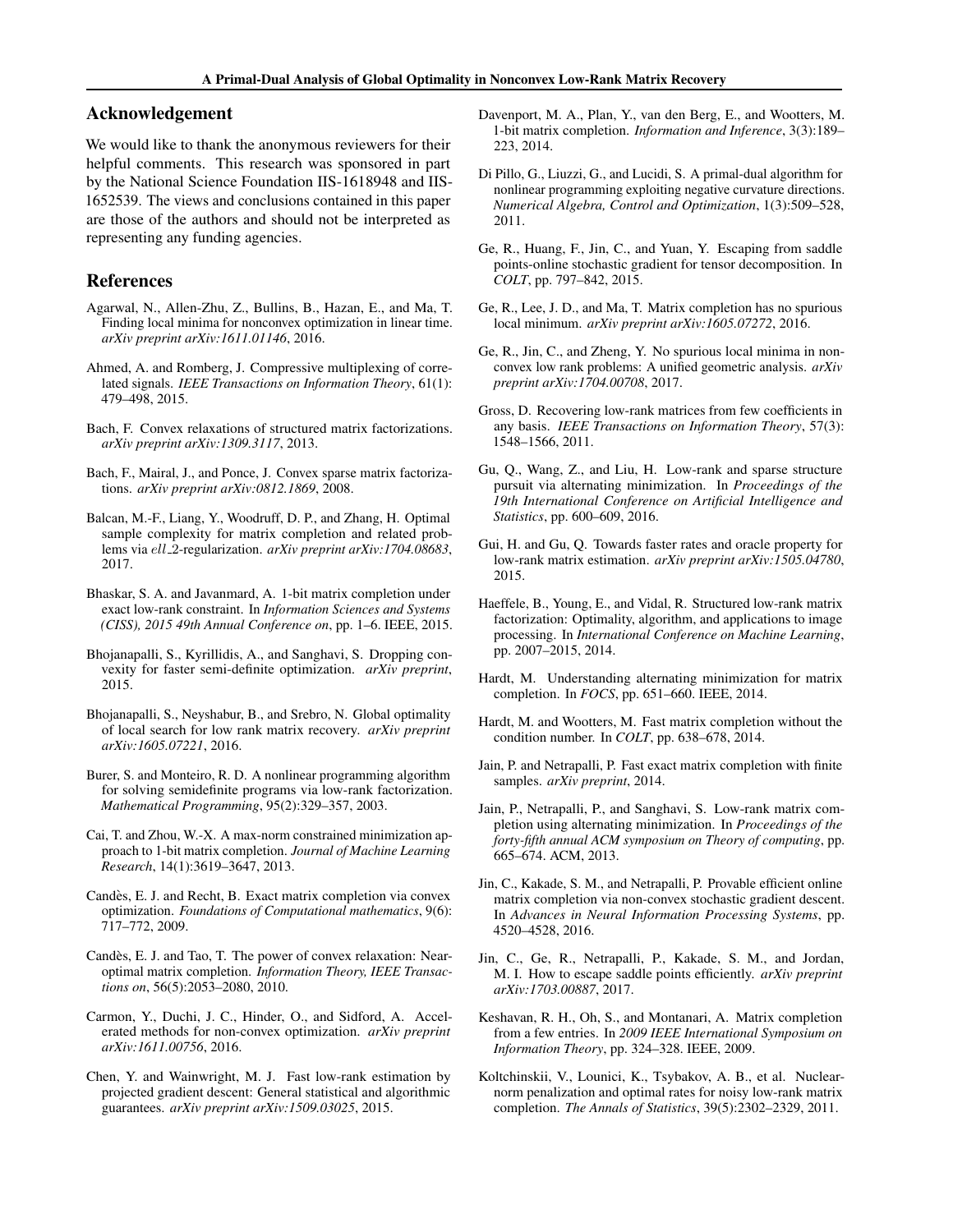## Acknowledgement

We would like to thank the anonymous reviewers for their helpful comments. This research was sponsored in part by the National Science Foundation IIS-1618948 and IIS-1652539. The views and conclusions contained in this paper are those of the authors and should not be interpreted as representing any funding agencies.

## References

Agarwal, N., Allen-Zhu, Z., Bullins, B., Hazan, E., and Ma, T. Finding local minima for nonconvex optimization in linear time. *arXiv preprint arXiv:1611.01146*, 2016.

Ahmed, A. and Romberg, J. Compressive multiplexing of correlated signals. *IEEE Transactions on Information Theory*, 61(1): 479–498, 2015.

Bach, F. Convex relaxations of structured matrix factorizations. *arXiv preprint arXiv:1309.3117*, 2013.

Bach, F., Mairal, J., and Ponce, J. Convex sparse matrix factorizations. *arXiv preprint arXiv:0812.1869*, 2008.

Balcan, M.-F., Liang, Y., Woodruff, D. P., and Zhang, H. Optimal sample complexity for matrix completion and related problems via *ell*_2-regularization. *arXiv preprint arXiv:1704.08683*, 2017.

Bhaskar, S. A. and Javanmard, A. 1-bit matrix completion under exact low-rank constraint. In *Information Sciences and Systems (CISS), 2015 49th Annual Conference on*, pp. 1–6. IEEE, 2015.

Bhojanapalli, S., Kyrillidis, A., and Sanghavi, S. Dropping convexity for faster semi-definite optimization. *arXiv preprint*, 2015.

Bhojanapalli, S., Neyshabur, B., and Srebro, N. Global optimality of local search for low rank matrix recovery. *arXiv preprint arXiv:1605.07221*, 2016.

Burer, S. and Monteiro, R. D. A nonlinear programming algorithm for solving semidefinite programs via low-rank factorization. *Mathematical Programming*, 95(2):329–357, 2003.

Cai, T. and Zhou, W.-X. A max-norm constrained minimization approach to 1-bit matrix completion. *Journal of Machine Learning Research*, 14(1):3619–3647, 2013.

Candès, E. J. and Recht, B. Exact matrix completion via convex optimization. *Foundations of Computational mathematics*, 9(6): 717–772, 2009.

Candès, E. J. and Tao, T. The power of convex relaxation: Near-optimal matrix completion. *Information Theory, IEEE Transactions on*, 56(5):2053–2080, 2010.

Carmon, Y., Duchi, J. C., Hinder, O., and Sidford, A. Accelerated methods for non-convex optimization. *arXiv preprint arXiv:1611.00756*, 2016.

Chen, Y. and Wainwright, M. J. Fast low-rank estimation by projected gradient descent: General statistical and algorithmic guarantees. *arXiv preprint arXiv:1509.03025*, 2015.

Davenport, M. A., Plan, Y., van den Berg, E., and Wootters, M. 1-bit matrix completion. *Information and Inference*, 3(3):189–223, 2014.

Di Pillo, G., Liuzzi, G., and Lucidi, S. A primal-dual algorithm for nonlinear programming exploiting negative curvature directions. *Numerical Algebra, Control and Optimization*, 1(3):509–528, 2011.

Ge, R., Huang, F., Jin, C., and Yuan, Y. Escaping from saddle points-online stochastic gradient for tensor decomposition. In *COLT*, pp. 797–842, 2015.

Ge, R., Lee, J. D., and Ma, T. Matrix completion has no spurious local minimum. *arXiv preprint arXiv:1605.07272*, 2016.

Ge, R., Jin, C., and Zheng, Y. No spurious local minima in nonconvex low rank problems: A unified geometric analysis. *arXiv preprint arXiv:1704.00708*, 2017.

Gross, D. Recovering low-rank matrices from few coefficients in any basis. *IEEE Transactions on Information Theory*, 57(3): 1548–1566, 2011.

Gu, Q., Wang, Z., and Liu, H. Low-rank and sparse structure pursuit via alternating minimization. In *Proceedings of the 19th International Conference on Artificial Intelligence and Statistics*, pp. 600–609, 2016.

Gui, H. and Gu, Q. Towards faster rates and oracle property for low-rank matrix estimation. *arXiv preprint arXiv:1505.04780*, 2015.

Haeffele, B., Young, E., and Vidal, R. Structured low-rank matrix factorization: Optimality, algorithm, and applications to image processing. In *International Conference on Machine Learning*, pp. 2007–2015, 2014.

Hardt, M. Understanding alternating minimization for matrix completion. In *FOCS*, pp. 651–660. IEEE, 2014.

Hardt, M. and Wootters, M. Fast matrix completion without the condition number. In *COLT*, pp. 638–678, 2014.

Jain, P. and Netrapalli, P. Fast exact matrix completion with finite samples. *arXiv preprint*, 2014.

Jain, P., Netrapalli, P., and Sanghavi, S. Low-rank matrix completion using alternating minimization. In *Proceedings of the forty-fifth annual ACM symposium on Theory of computing*, pp. 665–674. ACM, 2013.

Jin, C., Kakade, S. M., and Netrapalli, P. Provable efficient online matrix completion via non-convex stochastic gradient descent. In *Advances in Neural Information Processing Systems*, pp. 4520–4528, 2016.

Jin, C., Ge, R., Netrapalli, P., Kakade, S. M., and Jordan, M. I. How to escape saddle points efficiently. *arXiv preprint arXiv:1703.00887*, 2017.

Keshavan, R. H., Oh, S., and Montanari, A. Matrix completion from a few entries. In *2009 IEEE International Symposium on Information Theory*, pp. 324–328. IEEE, 2009.

Koltchinskii, V., Lounici, K., Tsybakov, A. B., et al. Nuclear-norm penalization and optimal rates for noisy low-rank matrix completion. *The Annals of Statistics*, 39(5):2302–2329, 2011.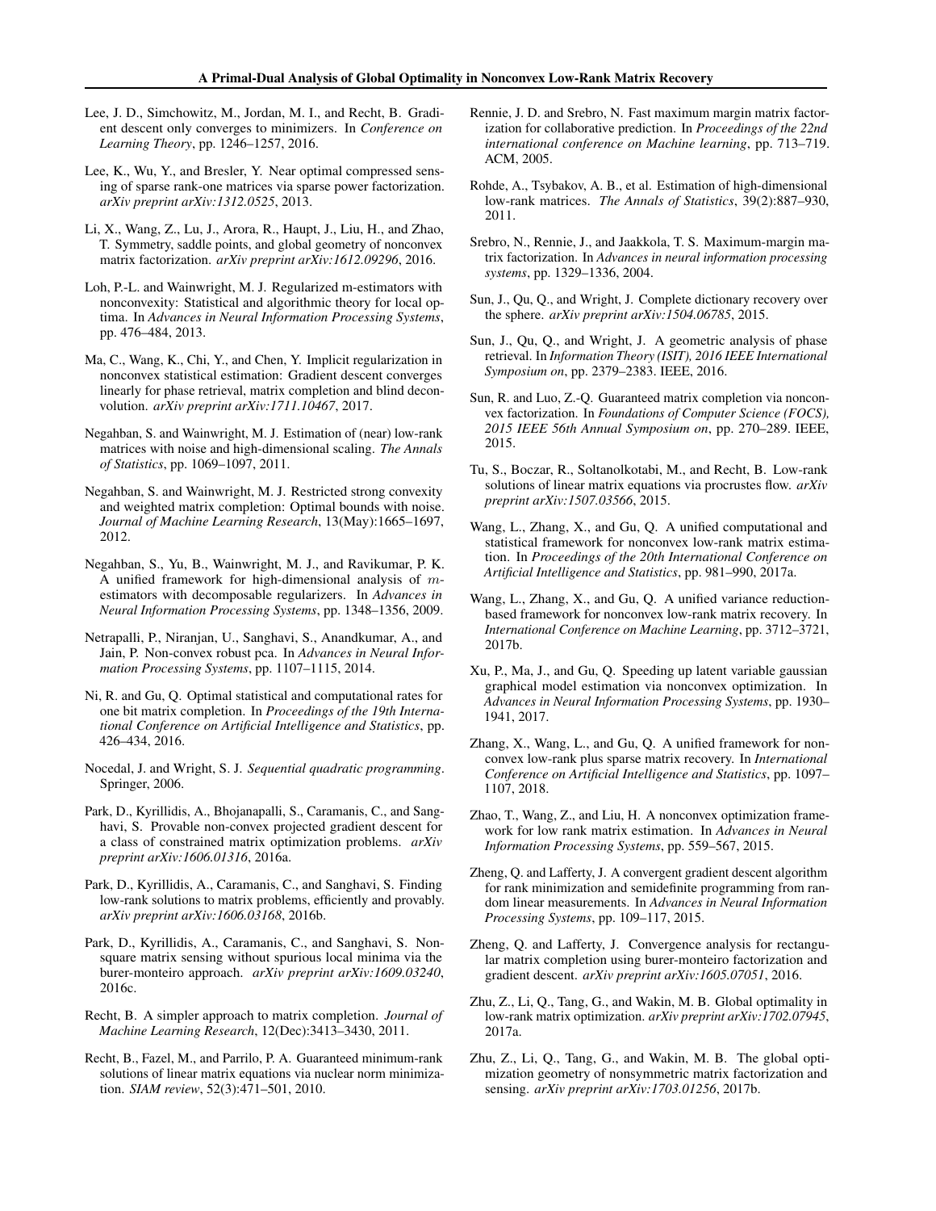Lee, J. D., Simchowitz, M., Jordan, M. I., and Recht, B. Gradient descent only converges to minimizers. In *Conference on Learning Theory*, pp. 1246–1257, 2016.

Lee, K., Wu, Y., and Bresler, Y. Near optimal compressed sensing of sparse rank-one matrices via sparse power factorization. *arXiv preprint arXiv:1312.0525*, 2013.

Li, X., Wang, Z., Lu, J., Arora, R., Haupt, J., Liu, H., and Zhao, T. Symmetry, saddle points, and global geometry of nonconvex matrix factorization. *arXiv preprint arXiv:1612.09296*, 2016.

Loh, P.-L. and Wainwright, M. J. Regularized m-estimators with nonconvexity: Statistical and algorithmic theory for local optima. In *Advances in Neural Information Processing Systems*, pp. 476–484, 2013.

Ma, C., Wang, K., Chi, Y., and Chen, Y. Implicit regularization in nonconvex statistical estimation: Gradient descent converges linearly for phase retrieval, matrix completion and blind deconvolution. *arXiv preprint arXiv:1711.10467*, 2017.

Negahban, S. and Wainwright, M. J. Estimation of (near) low-rank matrices with noise and high-dimensional scaling. *The Annals of Statistics*, pp. 1069–1097, 2011.

Negahban, S. and Wainwright, M. J. Restricted strong convexity and weighted matrix completion: Optimal bounds with noise. *Journal of Machine Learning Research*, 13(May):1665–1697, 2012.

Negahban, S., Yu, B., Wainwright, M. J., and Ravikumar, P. K. A unified framework for high-dimensional analysis of $m$-estimators with decomposable regularizers. In *Advances in Neural Information Processing Systems*, pp. 1348–1356, 2009.

Netrapalli, P., Niranjan, U., Sanghavi, S., Anandkumar, A., and Jain, P. Non-convex robust pca. In *Advances in Neural Information Processing Systems*, pp. 1107–1115, 2014.

Ni, R. and Gu, Q. Optimal statistical and computational rates for one bit matrix completion. In *Proceedings of the 19th International Conference on Artificial Intelligence and Statistics*, pp. 426–434, 2016.

Nocedal, J. and Wright, S. J. *Sequential quadratic programming*. Springer, 2006.

Park, D., Kyrillidis, A., Bhojanapalli, S., Caramanis, C., and Sanghavi, S. Provable non-convex projected gradient descent for a class of constrained matrix optimization problems. *arXiv preprint arXiv:1606.01316*, 2016a.

Park, D., Kyrillidis, A., Caramanis, C., and Sanghavi, S. Finding low-rank solutions to matrix problems, efficiently and provably. *arXiv preprint arXiv:1606.03168*, 2016b.

Park, D., Kyrillidis, A., Caramanis, C., and Sanghavi, S. Non-square matrix sensing without spurious local minima via the burer-monteiro approach. *arXiv preprint arXiv:1609.03240*, 2016c.

Recht, B. A simpler approach to matrix completion. *Journal of Machine Learning Research*, 12(Dec):3413–3430, 2011.

Recht, B., Fazel, M., and Parrilo, P. A. Guaranteed minimum-rank solutions of linear matrix equations via nuclear norm minimization. *SIAM review*, 52(3):471–501, 2010.

Rennie, J. D. and Srebro, N. Fast maximum margin matrix factorization for collaborative prediction. In *Proceedings of the 22nd international conference on Machine learning*, pp. 713–719. ACM, 2005.

Rohde, A., Tsybakov, A. B., et al. Estimation of high-dimensional low-rank matrices. *The Annals of Statistics*, 39(2):887–930, 2011.

Srebro, N., Rennie, J., and Jaakkola, T. S. Maximum-margin matrix factorization. In *Advances in neural information processing systems*, pp. 1329–1336, 2004.

Sun, J., Qu, Q., and Wright, J. Complete dictionary recovery over the sphere. *arXiv preprint arXiv:1504.06785*, 2015.

Sun, J., Qu, Q., and Wright, J. A geometric analysis of phase retrieval. In *Information Theory (ISIT), 2016 IEEE International Symposium on*, pp. 2379–2383. IEEE, 2016.

Sun, R. and Luo, Z.-Q. Guaranteed matrix completion via nonconvex factorization. In *Foundations of Computer Science (FOCS), 2015 IEEE 56th Annual Symposium on*, pp. 270–289. IEEE, 2015.

Tu, S., Boczar, R., Soltanolkotabi, M., and Recht, B. Low-rank solutions of linear matrix equations via procrustes flow. *arXiv preprint arXiv:1507.03566*, 2015.

Wang, L., Zhang, X., and Gu, Q. A unified computational and statistical framework for nonconvex low-rank matrix estimation. In *Proceedings of the 20th International Conference on Artificial Intelligence and Statistics*, pp. 981–990, 2017a.

Wang, L., Zhang, X., and Gu, Q. A unified variance reduction-based framework for nonconvex low-rank matrix recovery. In *International Conference on Machine Learning*, pp. 3712–3721, 2017b.

Xu, P., Ma, J., and Gu, Q. Speeding up latent variable gaussian graphical model estimation via nonconvex optimization. In *Advances in Neural Information Processing Systems*, pp. 1930–1941, 2017.

Zhang, X., Wang, L., and Gu, Q. A unified framework for nonconvex low-rank plus sparse matrix recovery. In *International Conference on Artificial Intelligence and Statistics*, pp. 1097–1107, 2018.

Zhao, T., Wang, Z., and Liu, H. A nonconvex optimization framework for low rank matrix estimation. In *Advances in Neural Information Processing Systems*, pp. 559–567, 2015.

Zheng, Q. and Lafferty, J. A convergent gradient descent algorithm for rank minimization and semidefinite programming from random linear measurements. In *Advances in Neural Information Processing Systems*, pp. 109–117, 2015.

Zheng, Q. and Lafferty, J. Convergence analysis for rectangular matrix completion using burer-monteiro factorization and gradient descent. *arXiv preprint arXiv:1605.07051*, 2016.

Zhu, Z., Li, Q., Tang, G., and Wakin, M. B. Global optimality in low-rank matrix optimization. *arXiv preprint arXiv:1702.07945*, 2017a.

Zhu, Z., Li, Q., Tang, G., and Wakin, M. B. The global optimization geometry of nonsymmetric matrix factorization and sensing. *arXiv preprint arXiv:1703.01256*, 2017b.